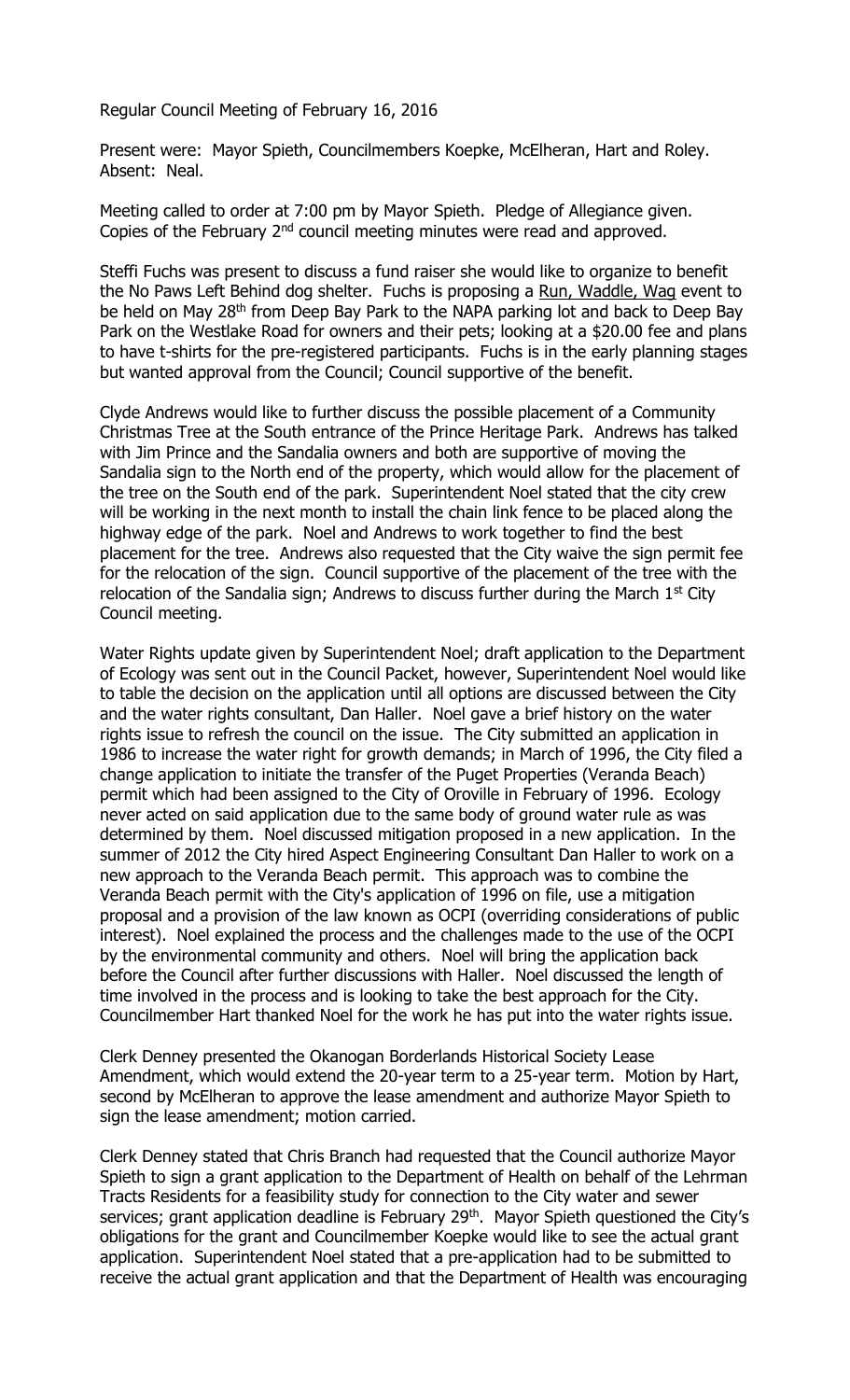Regular Council Meeting of February 16, 2016

Present were: Mayor Spieth, Councilmembers Koepke, McElheran, Hart and Roley. Absent: Neal.

Meeting called to order at 7:00 pm by Mayor Spieth. Pledge of Allegiance given. Copies of the February 2nd council meeting minutes were read and approved.

Steffi Fuchs was present to discuss a fund raiser she would like to organize to benefit the No Paws Left Behind dog shelter. Fuchs is proposing a Run, Waddle, Wag event to be held on May 28th from Deep Bay Park to the NAPA parking lot and back to Deep Bay Park on the Westlake Road for owners and their pets; looking at a $20.00 fee and plans to have t-shirts for the pre-registered participants. Fuchs is in the early planning stages but wanted approval from the Council; Council supportive of the benefit.

Clyde Andrews would like to further discuss the possible placement of a Community Christmas Tree at the South entrance of the Prince Heritage Park. Andrews has talked with Jim Prince and the Sandalia owners and both are supportive of moving the Sandalia sign to the North end of the property, which would allow for the placement of the tree on the South end of the park. Superintendent Noel stated that the city crew will be working in the next month to install the chain link fence to be placed along the highway edge of the park. Noel and Andrews to work together to find the best placement for the tree. Andrews also requested that the City waive the sign permit fee for the relocation of the sign. Council supportive of the placement of the tree with the relocation of the Sandalia sign; Andrews to discuss further during the March 1st City Council meeting.

Water Rights update given by Superintendent Noel; draft application to the Department of Ecology was sent out in the Council Packet, however, Superintendent Noel would like to table the decision on the application until all options are discussed between the City and the water rights consultant, Dan Haller. Noel gave a brief history on the water rights issue to refresh the council on the issue. The City submitted an application in 1986 to increase the water right for growth demands; in March of 1996, the City filed a change application to initiate the transfer of the Puget Properties (Veranda Beach) permit which had been assigned to the City of Oroville in February of 1996. Ecology never acted on said application due to the same body of ground water rule as was determined by them. Noel discussed mitigation proposed in a new application. In the summer of 2012 the City hired Aspect Engineering Consultant Dan Haller to work on a new approach to the Veranda Beach permit. This approach was to combine the Veranda Beach permit with the City's application of 1996 on file, use a mitigation proposal and a provision of the law known as OCPI (overriding considerations of public interest). Noel explained the process and the challenges made to the use of the OCPI by the environmental community and others. Noel will bring the application back before the Council after further discussions with Haller. Noel discussed the length of time involved in the process and is looking to take the best approach for the City. Councilmember Hart thanked Noel for the work he has put into the water rights issue.

Clerk Denney presented the Okanogan Borderlands Historical Society Lease Amendment, which would extend the 20-year term to a 25-year term. Motion by Hart, second by McElheran to approve the lease amendment and authorize Mayor Spieth to sign the lease amendment; motion carried.

Clerk Denney stated that Chris Branch had requested that the Council authorize Mayor Spieth to sign a grant application to the Department of Health on behalf of the Lehrman Tracts Residents for a feasibility study for connection to the City water and sewer services; grant application deadline is February 29th. Mayor Spieth questioned the City's obligations for the grant and Councilmember Koepke would like to see the actual grant application. Superintendent Noel stated that a pre-application had to be submitted to receive the actual grant application and that the Department of Health was encouraging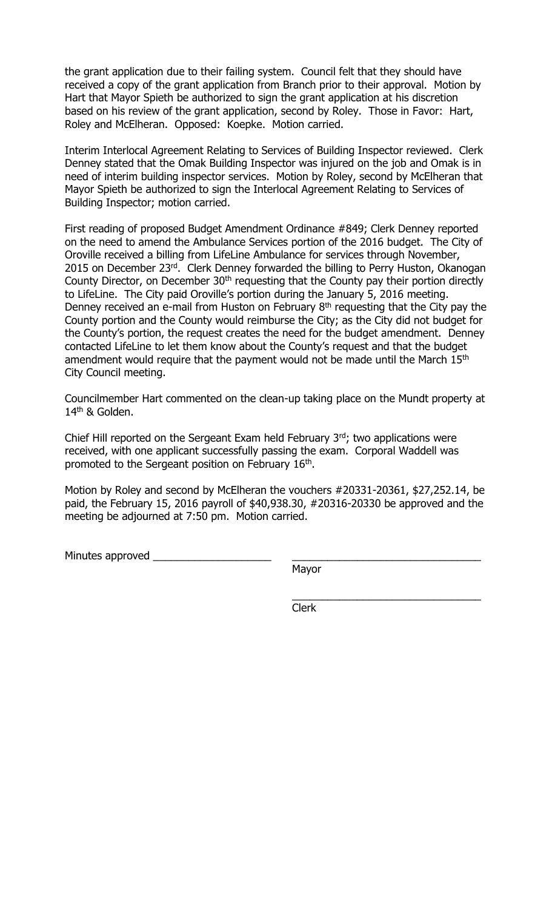the grant application due to their failing system. Council felt that they should have received a copy of the grant application from Branch prior to their approval. Motion by Hart that Mayor Spieth be authorized to sign the grant application at his discretion based on his review of the grant application, second by Roley. Those in Favor: Hart, Roley and McElheran. Opposed: Koepke. Motion carried.

Interim Interlocal Agreement Relating to Services of Building Inspector reviewed. Clerk Denney stated that the Omak Building Inspector was injured on the job and Omak is in need of interim building inspector services. Motion by Roley, second by McElheran that Mayor Spieth be authorized to sign the Interlocal Agreement Relating to Services of Building Inspector; motion carried.

First reading of proposed Budget Amendment Ordinance #849; Clerk Denney reported on the need to amend the Ambulance Services portion of the 2016 budget. The City of Oroville received a billing from LifeLine Ambulance for services through November, 2015 on December 23rd. Clerk Denney forwarded the billing to Perry Huston, Okanogan County Director, on December 30th requesting that the County pay their portion directly to LifeLine. The City paid Oroville's portion during the January 5, 2016 meeting. Denney received an e-mail from Huston on February 8th requesting that the City pay the County portion and the County would reimburse the City; as the City did not budget for the County's portion, the request creates the need for the budget amendment. Denney contacted LifeLine to let them know about the County's request and that the budget amendment would require that the payment would not be made until the March 15th City Council meeting.

Councilmember Hart commented on the clean-up taking place on the Mundt property at 14th & Golden.

Chief Hill reported on the Sergeant Exam held February 3rd; two applications were received, with one applicant successfully passing the exam. Corporal Waddell was promoted to the Sergeant position on February 16th.

Motion by Roley and second by McElheran the vouchers #20331-20361, $27,252.14, be paid, the February 15, 2016 payroll of $40,938.30, #20316-20330 be approved and the meeting be adjourned at 7:50 pm. Motion carried.

Minutes approved ____________________ ________________________________

Mayor

________________________________

Clerk